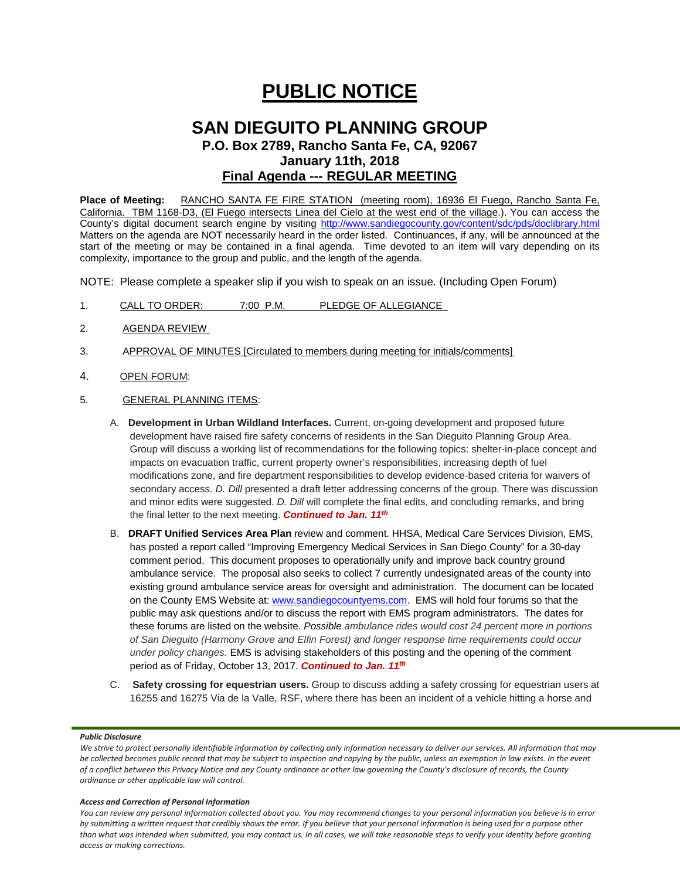# PUBLIC NOTICE

## SAN DIEGUITO PLANNING GROUP

### P.O. Box 2789, Rancho Santa Fe, CA, 92067

### January 11th, 2018

### Final Agenda --- REGULAR MEETING

**Place of Meeting:** RANCHO SANTA FE FIRE STATION (meeting room), 16936 El Fuego, Rancho Santa Fe, California. TBM 1168-D3, (El Fuego intersects Linea del Cielo at the west end of the village.). You can access the County's digital document search engine by visiting http://www.sandiegocounty.gov/content/sdc/pds/doclibrary.html Matters on the agenda are NOT necessarily heard in the order listed. Continuances, if any, will be announced at the start of the meeting or may be contained in a final agenda. Time devoted to an item will vary depending on its complexity, importance to the group and public, and the length of the agenda.

NOTE: Please complete a speaker slip if you wish to speak on an issue. (Including Open Forum)

1. CALL TO ORDER: 7:00 P.M. PLEDGE OF ALLEGIANCE
2. AGENDA REVIEW
3. APPROVAL OF MINUTES [Circulated to members during meeting for initials/comments]
4. OPEN FORUM:
5. GENERAL PLANNING ITEMS:

   A. **Development in Urban Wildland Interfaces.** Current, on-going development and proposed future development have raised fire safety concerns of residents in the San Dieguito Planning Group Area. Group will discuss a working list of recommendations for the following topics: shelter-in-place concept and impacts on evacuation traffic, current property owner's responsibilities, increasing depth of fuel modifications zone, and fire department responsibilities to develop evidence-based criteria for waivers of secondary access. *D. Dill* presented a draft letter addressing concerns of the group. There was discussion and minor edits were suggested. *D. Dill* will complete the final edits, and concluding remarks, and bring the final letter to the next meeting. ***Continued to Jan. 11th***

   B. **DRAFT Unified Services Area Plan** review and comment. HHSA, Medical Care Services Division, EMS, has posted a report called "Improving Emergency Medical Services in San Diego County" for a 30-day comment period. This document proposes to operationally unify and improve back country ground ambulance service. The proposal also seeks to collect 7 currently undesignated areas of the county into existing ground ambulance service areas for oversight and administration. The document can be located on the County EMS Website at: www.sandiegocountyems.com. EMS will hold four forums so that the public may ask questions and/or to discuss the report with EMS program administrators. The dates for these forums are listed on the website. *Possible ambulance rides would cost 24 percent more in portions of San Dieguito (Harmony Grove and Elfin Forest) and longer response time requirements could occur under policy changes.* EMS is advising stakeholders of this posting and the opening of the comment period as of Friday, October 13, 2017. ***Continued to Jan. 11th***

   C. **Safety crossing for equestrian users.** Group to discuss adding a safety crossing for equestrian users at 16255 and 16275 Via de la Valle, RSF, where there has been an incident of a vehicle hitting a horse and

***Public Disclosure***

*We strive to protect personally identifiable information by collecting only information necessary to deliver our services. All information that may be collected becomes public record that may be subject to inspection and copying by the public, unless an exemption in law exists. In the event of a conflict between this Privacy Notice and any County ordinance or other law governing the County's disclosure of records, the County ordinance or other applicable law will control.*

***Access and Correction of Personal Information***

*You can review any personal information collected about you. You may recommend changes to your personal information you believe is in error by submitting a written request that credibly shows the error. If you believe that your personal information is being used for a purpose other than what was intended when submitted, you may contact us. In all cases, we will take reasonable steps to verify your identity before granting access or making corrections.*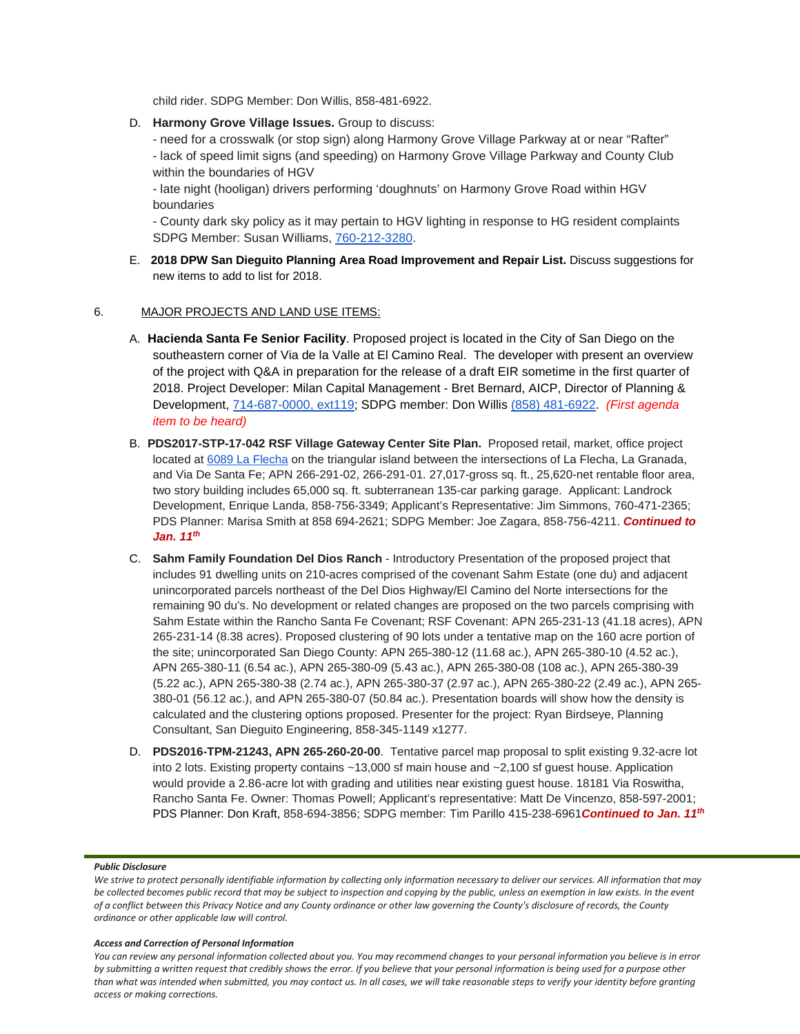child rider. SDPG Member: Don Willis, 858-481-6922.

D. **Harmony Grove Village Issues.** Group to discuss:
   - need for a crosswalk (or stop sign) along Harmony Grove Village Parkway at or near "Rafter"
   - lack of speed limit signs (and speeding) on Harmony Grove Village Parkway and County Club within the boundaries of HGV
   - late night (hooligan) drivers performing 'doughnuts' on Harmony Grove Road within HGV boundaries
   - County dark sky policy as it may pertain to HGV lighting in response to HG resident complaints
   SDPG Member: Susan Williams, 760-212-3280.

E. **2018 DPW San Dieguito Planning Area Road Improvement and Repair List.** Discuss suggestions for new items to add to list for 2018.

6. MAJOR PROJECTS AND LAND USE ITEMS:

A. **Hacienda Santa Fe Senior Facility**. Proposed project is located in the City of San Diego on the southeastern corner of Via de la Valle at El Camino Real. The developer with present an overview of the project with Q&A in preparation for the release of a draft EIR sometime in the first quarter of 2018. Project Developer: Milan Capital Management - Bret Bernard, AICP, Director of Planning & Development, 714-687-0000, ext119; SDPG member: Don Willis (858) 481-6922. *(First agenda item to be heard)*

B. **PDS2017-STP-17-042 RSF Village Gateway Center Site Plan.** Proposed retail, market, office project located at 6089 La Flecha on the triangular island between the intersections of La Flecha, La Granada, and Via De Santa Fe; APN 266-291-02, 266-291-01. 27,017-gross sq. ft., 25,620-net rentable floor area, two story building includes 65,000 sq. ft. subterranean 135-car parking garage. Applicant: Landrock Development, Enrique Landa, 858-756-3349; Applicant's Representative: Jim Simmons, 760-471-2365; PDS Planner: Marisa Smith at 858 694-2621; SDPG Member: Joe Zagara, 858-756-4211. ***Continued to Jan. 11th***

C. **Sahm Family Foundation Del Dios Ranch** - Introductory Presentation of the proposed project that includes 91 dwelling units on 210-acres comprised of the covenant Sahm Estate (one du) and adjacent unincorporated parcels northeast of the Del Dios Highway/El Camino del Norte intersections for the remaining 90 du's. No development or related changes are proposed on the two parcels comprising with Sahm Estate within the Rancho Santa Fe Covenant; RSF Covenant: APN 265-231-13 (41.18 acres), APN 265-231-14 (8.38 acres). Proposed clustering of 90 lots under a tentative map on the 160 acre portion of the site; unincorporated San Diego County: APN 265-380-12 (11.68 ac.), APN 265-380-10 (4.52 ac.), APN 265-380-11 (6.54 ac.), APN 265-380-09 (5.43 ac.), APN 265-380-08 (108 ac.), APN 265-380-39 (5.22 ac.), APN 265-380-38 (2.74 ac.), APN 265-380-37 (2.97 ac.), APN 265-380-22 (2.49 ac.), APN 265-380-01 (56.12 ac.), and APN 265-380-07 (50.84 ac.). Presentation boards will show how the density is calculated and the clustering options proposed. Presenter for the project: Ryan Birdseye, Planning Consultant, San Dieguito Engineering, 858-345-1149 x1277.

D. **PDS2016-TPM-21243, APN 265-260-20-00**. Tentative parcel map proposal to split existing 9.32-acre lot into 2 lots. Existing property contains ~13,000 sf main house and ~2,100 sf guest house. Application would provide a 2.86-acre lot with grading and utilities near existing guest house. 18181 Via Roswitha, Rancho Santa Fe. Owner: Thomas Powell; Applicant's representative: Matt De Vincenzo, 858-597-2001; PDS Planner: Don Kraft, 858-694-3856; SDPG member: Tim Parillo 415-238-6961***Continued to Jan. 11th***

***Public Disclosure***

*We strive to protect personally identifiable information by collecting only information necessary to deliver our services. All information that may be collected becomes public record that may be subject to inspection and copying by the public, unless an exemption in law exists. In the event of a conflict between this Privacy Notice and any County ordinance or other law governing the County's disclosure of records, the County ordinance or other applicable law will control.*

***Access and Correction of Personal Information***

*You can review any personal information collected about you. You may recommend changes to your personal information you believe is in error by submitting a written request that credibly shows the error. If you believe that your personal information is being used for a purpose other than what was intended when submitted, you may contact us. In all cases, we will take reasonable steps to verify your identity before granting access or making corrections.*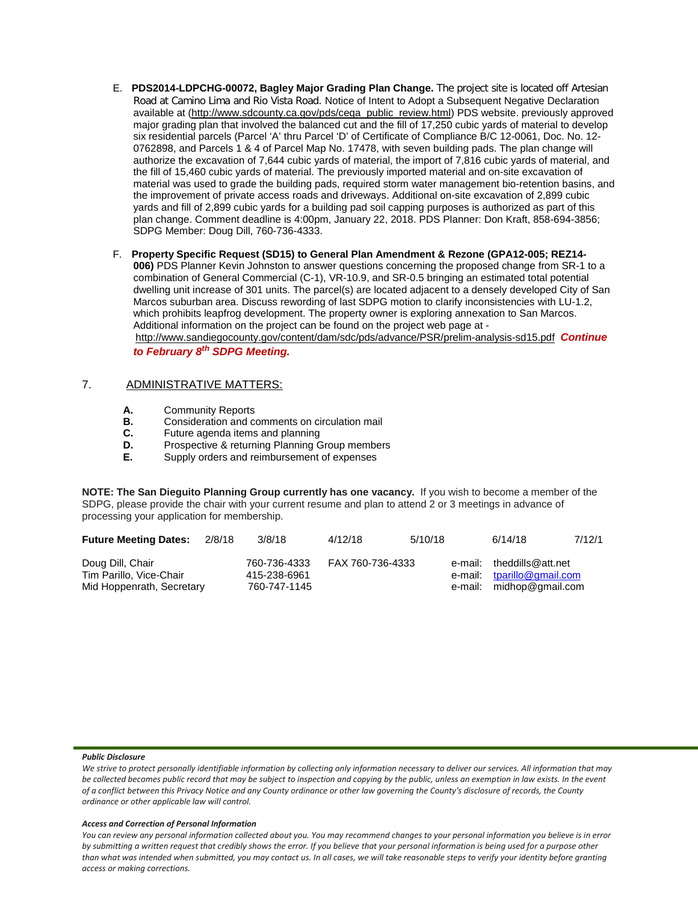E. **PDS2014-LDPCHG-00072, Bagley Major Grading Plan Change.** The project site is located off Artesian Road at Camino Lima and Rio Vista Road. Notice of Intent to Adopt a Subsequent Negative Declaration available at (http://www.sdcounty.ca.gov/pds/ceqa_public_review.html) PDS website. previously approved major grading plan that involved the balanced cut and the fill of 17,250 cubic yards of material to develop six residential parcels (Parcel 'A' thru Parcel 'D' of Certificate of Compliance B/C 12-0061, Doc. No. 12-0762898, and Parcels 1 & 4 of Parcel Map No. 17478, with seven building pads. The plan change will authorize the excavation of 7,644 cubic yards of material, the import of 7,816 cubic yards of material, and the fill of 15,460 cubic yards of material. The previously imported material and on-site excavation of material was used to grade the building pads, required storm water management bio-retention basins, and the improvement of private access roads and driveways. Additional on-site excavation of 2,899 cubic yards and fill of 2,899 cubic yards for a building pad soil capping purposes is authorized as part of this plan change. Comment deadline is 4:00pm, January 22, 2018. PDS Planner: Don Kraft, 858-694-3856; SDPG Member: Doug Dill, 760-736-4333.

F. **Property Specific Request (SD15) to General Plan Amendment & Rezone (GPA12-005; REZ14-006)** PDS Planner Kevin Johnston to answer questions concerning the proposed change from SR-1 to a combination of General Commercial (C-1), VR-10.9, and SR-0.5 bringing an estimated total potential dwelling unit increase of 301 units. The parcel(s) are located adjacent to a densely developed City of San Marcos suburban area. Discuss rewording of last SDPG motion to clarify inconsistencies with LU-1.2, which prohibits leapfrog development. The property owner is exploring annexation to San Marcos. Additional information on the project can be found on the project web page at - http://www.sandiegocounty.gov/content/dam/sdc/pds/advance/PSR/prelim-analysis-sd15.pdf ***Continue to February 8th SDPG Meeting.***

7. ADMINISTRATIVE MATTERS:

- **A.** Community Reports
- **B.** Consideration and comments on circulation mail
- **C.** Future agenda items and planning
- **D.** Prospective & returning Planning Group members
- **E.** Supply orders and reimbursement of expenses

**NOTE: The San Dieguito Planning Group currently has one vacancy.** If you wish to become a member of the SDPG, please provide the chair with your current resume and plan to attend 2 or 3 meetings in advance of processing your application for membership.

**Future Meeting Dates:** 2/8/18 3/8/18 4/12/18 5/10/18 6/14/18 7/12/1

| | | | |
|---|---|---|---|
| Doug Dill, Chair | 760-736-4333 | FAX 760-736-4333 | e-mail: theddills@att.net |
| Tim Parillo, Vice-Chair | 415-238-6961 | | e-mail: tparillo@gmail.com |
| Mid Hoppenrath, Secretary | 760-747-1145 | | e-mail: midhop@gmail.com |

***Public Disclosure***

*We strive to protect personally identifiable information by collecting only information necessary to deliver our services. All information that may be collected becomes public record that may be subject to inspection and copying by the public, unless an exemption in law exists. In the event of a conflict between this Privacy Notice and any County ordinance or other law governing the County's disclosure of records, the County ordinance or other applicable law will control.*

***Access and Correction of Personal Information***

*You can review any personal information collected about you. You may recommend changes to your personal information you believe is in error by submitting a written request that credibly shows the error. If you believe that your personal information is being used for a purpose other than what was intended when submitted, you may contact us. In all cases, we will take reasonable steps to verify your identity before granting access or making corrections.*